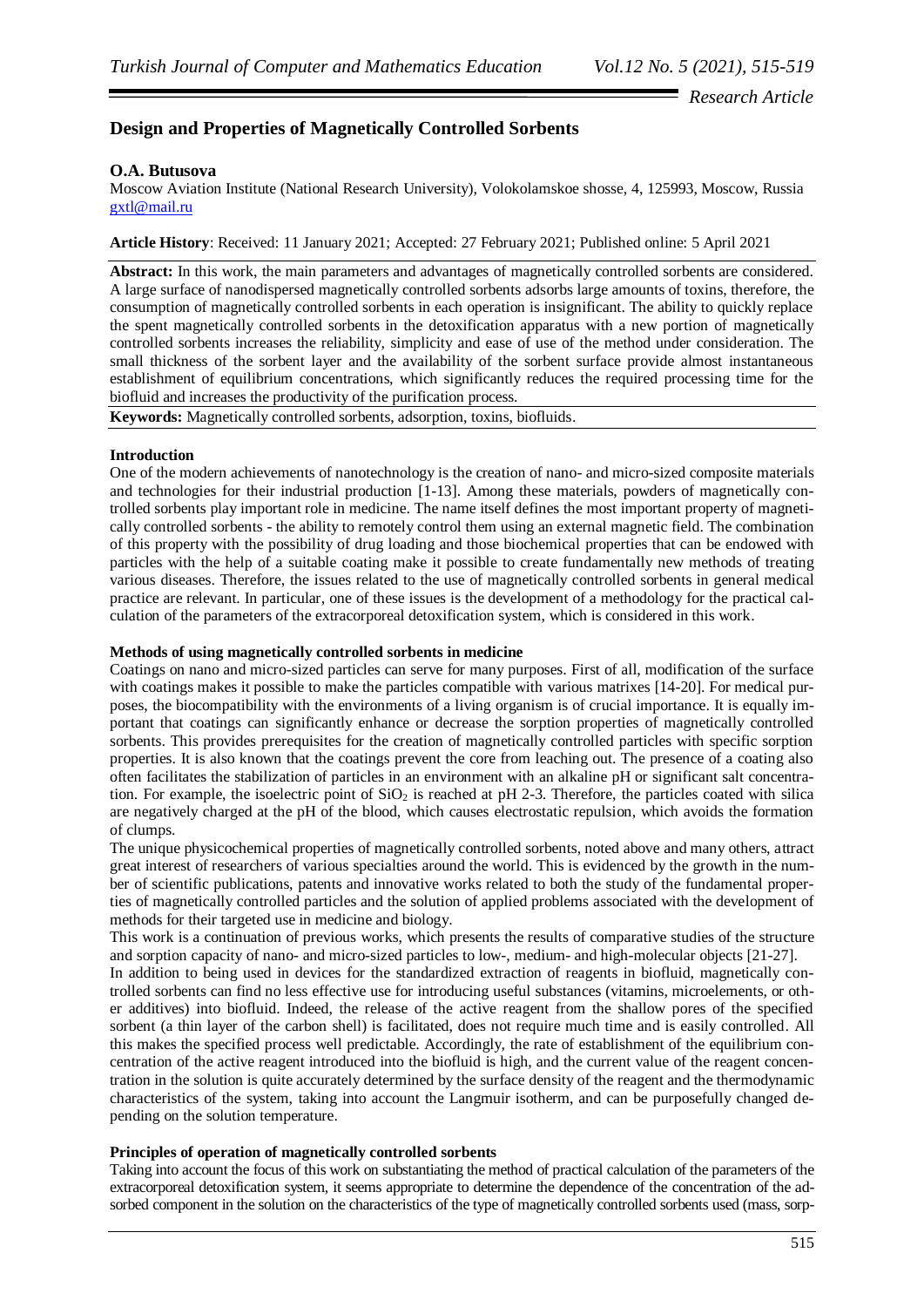*Research Article*

# Design and Properties of Magnetically Controlled Sorbents

**O.A. Butusova**

Moscow Aviation Institute (National Research University), Volokolamskoe shosse, 4, 125993, Moscow, Russia
gxtl@mail.ru

**Article History**: Received: 11 January 2021; Accepted: 27 February 2021; Published online: 5 April 2021

**Abstract:** In this work, the main parameters and advantages of magnetically controlled sorbents are considered. A large surface of nanodispersed magnetically controlled sorbents adsorbs large amounts of toxins, therefore, the consumption of magnetically controlled sorbents in each operation is insignificant. The ability to quickly replace the spent magnetically controlled sorbents in the detoxification apparatus with a new portion of magnetically controlled sorbents increases the reliability, simplicity and ease of use of the method under consideration. The small thickness of the sorbent layer and the availability of the sorbent surface provide almost instantaneous establishment of equilibrium concentrations, which significantly reduces the required processing time for the biofluid and increases the productivity of the purification process.

**Keywords:** Magnetically controlled sorbents, adsorption, toxins, biofluids.

## Introduction

One of the modern achievements of nanotechnology is the creation of nano- and micro-sized composite materials and technologies for their industrial production [1-13]. Among these materials, powders of magnetically controlled sorbents play important role in medicine. The name itself defines the most important property of magnetically controlled sorbents - the ability to remotely control them using an external magnetic field. The combination of this property with the possibility of drug loading and those biochemical properties that can be endowed with particles with the help of a suitable coating make it possible to create fundamentally new methods of treating various diseases. Therefore, the issues related to the use of magnetically controlled sorbents in general medical practice are relevant. In particular, one of these issues is the development of a methodology for the practical calculation of the parameters of the extracorporeal detoxification system, which is considered in this work.

## Methods of using magnetically controlled sorbents in medicine

Coatings on nano and micro-sized particles can serve for many purposes. First of all, modification of the surface with coatings makes it possible to make the particles compatible with various matrixes [14-20]. For medical purposes, the biocompatibility with the environments of a living organism is of crucial importance. It is equally important that coatings can significantly enhance or decrease the sorption properties of magnetically controlled sorbents. This provides prerequisites for the creation of magnetically controlled particles with specific sorption properties. It is also known that the coatings prevent the core from leaching out. The presence of a coating also often facilitates the stabilization of particles in an environment with an alkaline pH or significant salt concentration. For example, the isoelectric point of $SiO_2$ is reached at pH 2-3. Therefore, the particles coated with silica are negatively charged at the pH of the blood, which causes electrostatic repulsion, which avoids the formation of clumps.

The unique physicochemical properties of magnetically controlled sorbents, noted above and many others, attract great interest of researchers of various specialties around the world. This is evidenced by the growth in the number of scientific publications, patents and innovative works related to both the study of the fundamental properties of magnetically controlled particles and the solution of applied problems associated with the development of methods for their targeted use in medicine and biology.

This work is a continuation of previous works, which presents the results of comparative studies of the structure and sorption capacity of nano- and micro-sized particles to low-, medium- and high-molecular objects [21-27].

In addition to being used in devices for the standardized extraction of reagents in biofluid, magnetically controlled sorbents can find no less effective use for introducing useful substances (vitamins, microelements, or other additives) into biofluid. Indeed, the release of the active reagent from the shallow pores of the specified sorbent (a thin layer of the carbon shell) is facilitated, does not require much time and is easily controlled. All this makes the specified process well predictable. Accordingly, the rate of establishment of the equilibrium concentration of the active reagent introduced into the biofluid is high, and the current value of the reagent concentration in the solution is quite accurately determined by the surface density of the reagent and the thermodynamic characteristics of the system, taking into account the Langmuir isotherm, and can be purposefully changed depending on the solution temperature.

## Principles of operation of magnetically controlled sorbents

Taking into account the focus of this work on substantiating the method of practical calculation of the parameters of the extracorporeal detoxification system, it seems appropriate to determine the dependence of the concentration of the adsorbed component in the solution on the characteristics of the type of magnetically controlled sorbents used (mass, sorp-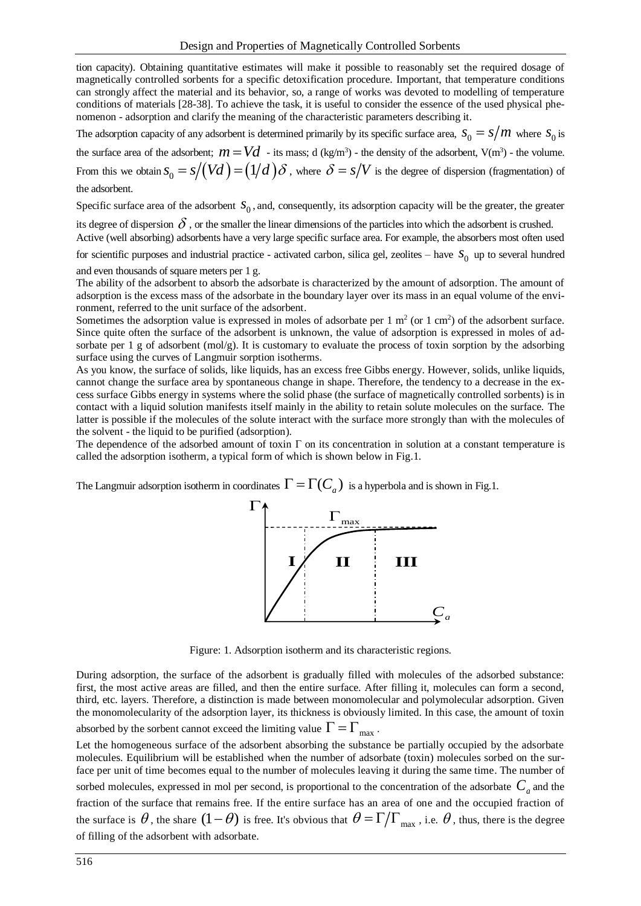tion capacity). Obtaining quantitative estimates will make it possible to reasonably set the required dosage of magnetically controlled sorbents for a specific detoxification procedure. Important, that temperature conditions can strongly affect the material and its behavior, so, a range of works was devoted to modelling of temperature conditions of materials [28-38]. To achieve the task, it is useful to consider the essence of the used physical phenomenon - adsorption and clarify the meaning of the characteristic parameters describing it.

The adsorption capacity of any adsorbent is determined primarily by its specific surface area, $s_0 = s/m$ where $s_0$ is the surface area of the adsorbent; $m = Vd$ - its mass; d (kg/m$^3$) - the density of the adsorbent, V(m$^3$) - the volume. From this we obtain $s_0 = s/(Vd) = (1/d)\delta$, where $\delta = s/V$ is the degree of dispersion (fragmentation) of the adsorbent.

Specific surface area of the adsorbent $s_0$, and, consequently, its adsorption capacity will be the greater, the greater its degree of dispersion $\delta$, or the smaller the linear dimensions of the particles into which the adsorbent is crushed.

Active (well absorbing) adsorbents have a very large specific surface area. For example, the absorbers most often used for scientific purposes and industrial practice - activated carbon, silica gel, zeolites – have $s_0$ up to several hundred and even thousands of square meters per 1 g.

The ability of the adsorbent to absorb the adsorbate is characterized by the amount of adsorption. The amount of adsorption is the excess mass of the adsorbate in the boundary layer over its mass in an equal volume of the environment, referred to the unit surface of the adsorbent.

Sometimes the adsorption value is expressed in moles of adsorbate per 1 m$^2$ (or 1 cm$^2$) of the adsorbent surface. Since quite often the surface of the adsorbent is unknown, the value of adsorption is expressed in moles of adsorbate per 1 g of adsorbent (mol/g). It is customary to evaluate the process of toxin sorption by the adsorbing surface using the curves of Langmuir sorption isotherms.

As you know, the surface of solids, like liquids, has an excess free Gibbs energy. However, solids, unlike liquids, cannot change the surface area by spontaneous change in shape. Therefore, the tendency to a decrease in the excess surface Gibbs energy in systems where the solid phase (the surface of magnetically controlled sorbents) is in contact with a liquid solution manifests itself mainly in the ability to retain solute molecules on the surface. The latter is possible if the molecules of the solute interact with the surface more strongly than with the molecules of the solvent - the liquid to be purified (adsorption).

The dependence of the adsorbed amount of toxin $\Gamma$ on its concentration in solution at a constant temperature is called the adsorption isotherm, a typical form of which is shown below in Fig.1.

The Langmuir adsorption isotherm in coordinates $\Gamma = \Gamma(C_a)$ is a hyperbola and is shown in Fig.1.

Figure: 1. Adsorption isotherm and its characteristic regions.

During adsorption, the surface of the adsorbent is gradually filled with molecules of the adsorbed substance: first, the most active areas are filled, and then the entire surface. After filling it, molecules can form a second, third, etc. layers. Therefore, a distinction is made between monomolecular and polymolecular adsorption. Given the monomolecularity of the adsorption layer, its thickness is obviously limited. In this case, the amount of toxin absorbed by the sorbent cannot exceed the limiting value $\Gamma = \Gamma_{\max}$.

Let the homogeneous surface of the adsorbent absorbing the substance be partially occupied by the adsorbate molecules. Equilibrium will be established when the number of adsorbate (toxin) molecules sorbed on the surface per unit of time becomes equal to the number of molecules leaving it during the same time. The number of sorbed molecules, expressed in mol per second, is proportional to the concentration of the adsorbate $C_a$ and the fraction of the surface that remains free. If the entire surface has an area of one and the occupied fraction of the surface is $\theta$, the share $(1-\theta)$ is free. It's obvious that $\theta = \Gamma/\Gamma_{\max}$, i.e. $\theta$, thus, there is the degree of filling of the adsorbent with adsorbate.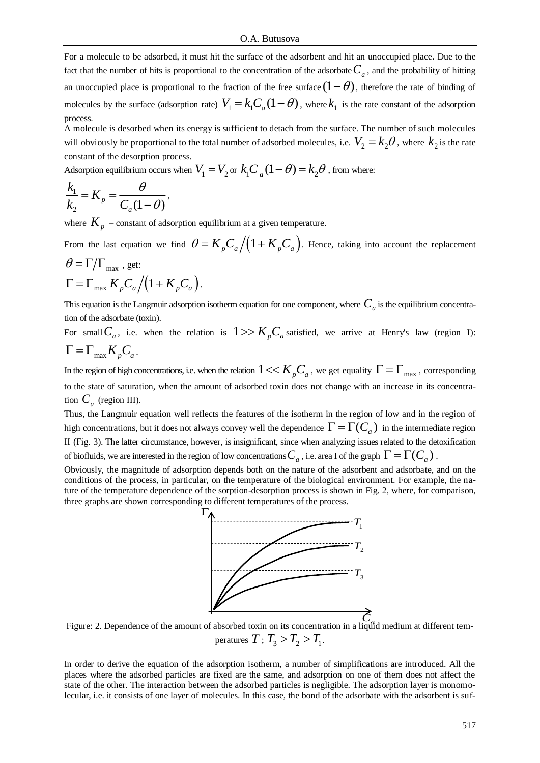For a molecule to be adsorbed, it must hit the surface of the adsorbent and hit an unoccupied place. Due to the fact that the number of hits is proportional to the concentration of the adsorbate $C_a$, and the probability of hitting an unoccupied place is proportional to the fraction of the free surface $(1-\theta)$, therefore the rate of binding of molecules by the surface (adsorption rate) $V_1 = k_1 C_a (1-\theta)$, where $k_1$ is the rate constant of the adsorption process.

A molecule is desorbed when its energy is sufficient to detach from the surface. The number of such molecules will obviously be proportional to the total number of adsorbed molecules, i.e. $V_2 = k_2 \theta$, where $k_2$ is the rate constant of the desorption process.

Adsorption equilibrium occurs when $V_1 = V_2$ or $k_1 C_a (1-\theta) = k_2 \theta$, from where:

$$\frac{k_1}{k_2} = K_p = \frac{\theta}{C_a(1-\theta)},$$

where $K_p$ – constant of adsorption equilibrium at a given temperature.

From the last equation we find $\theta = K_p C_a / (1 + K_p C_a)$. Hence, taking into account the replacement $\theta = \Gamma / \Gamma_{\max}$, get:

$$\Gamma = \Gamma_{\max} K_p C_a / (1 + K_p C_a).$$

This equation is the Langmuir adsorption isotherm equation for one component, where $C_a$ is the equilibrium concentration of the adsorbate (toxin).

For small $C_a$, i.e. when the relation is $1 >> K_p C_a$ satisfied, we arrive at Henry's law (region I): $\Gamma = \Gamma_{\max} K_p C_a$.

In the region of high concentrations, i.e. when the relation $1 << K_p C_a$, we get equality $\Gamma = \Gamma_{\max}$, corresponding to the state of saturation, when the amount of adsorbed toxin does not change with an increase in its concentration $C_a$ (region III).

Thus, the Langmuir equation well reflects the features of the isotherm in the region of low and in the region of high concentrations, but it does not always convey well the dependence $\Gamma = \Gamma(C_a)$ in the intermediate region II (Fig. 3). The latter circumstance, however, is insignificant, since when analyzing issues related to the detoxification of biofluids, we are interested in the region of low concentrations $C_a$, i.e. area I of the graph $\Gamma = \Gamma(C_a)$.

Obviously, the magnitude of adsorption depends both on the nature of the adsorbent and adsorbate, and on the conditions of the process, in particular, on the temperature of the biological environment. For example, the nature of the temperature dependence of the sorption-desorption process is shown in Fig. 2, where, for comparison, three graphs are shown corresponding to different temperatures of the process.

Figure: 2. Dependence of the amount of absorbed toxin on its concentration in a liquid medium at different temperatures $T$; $T_3 > T_2 > T_1$.

In order to derive the equation of the adsorption isotherm, a number of simplifications are introduced. All the places where the adsorbed particles are fixed are the same, and adsorption on one of them does not affect the state of the other. The interaction between the adsorbed particles is negligible. The adsorption layer is monomolecular, i.e. it consists of one layer of molecules. In this case, the bond of the adsorbate with the adsorbent is suf-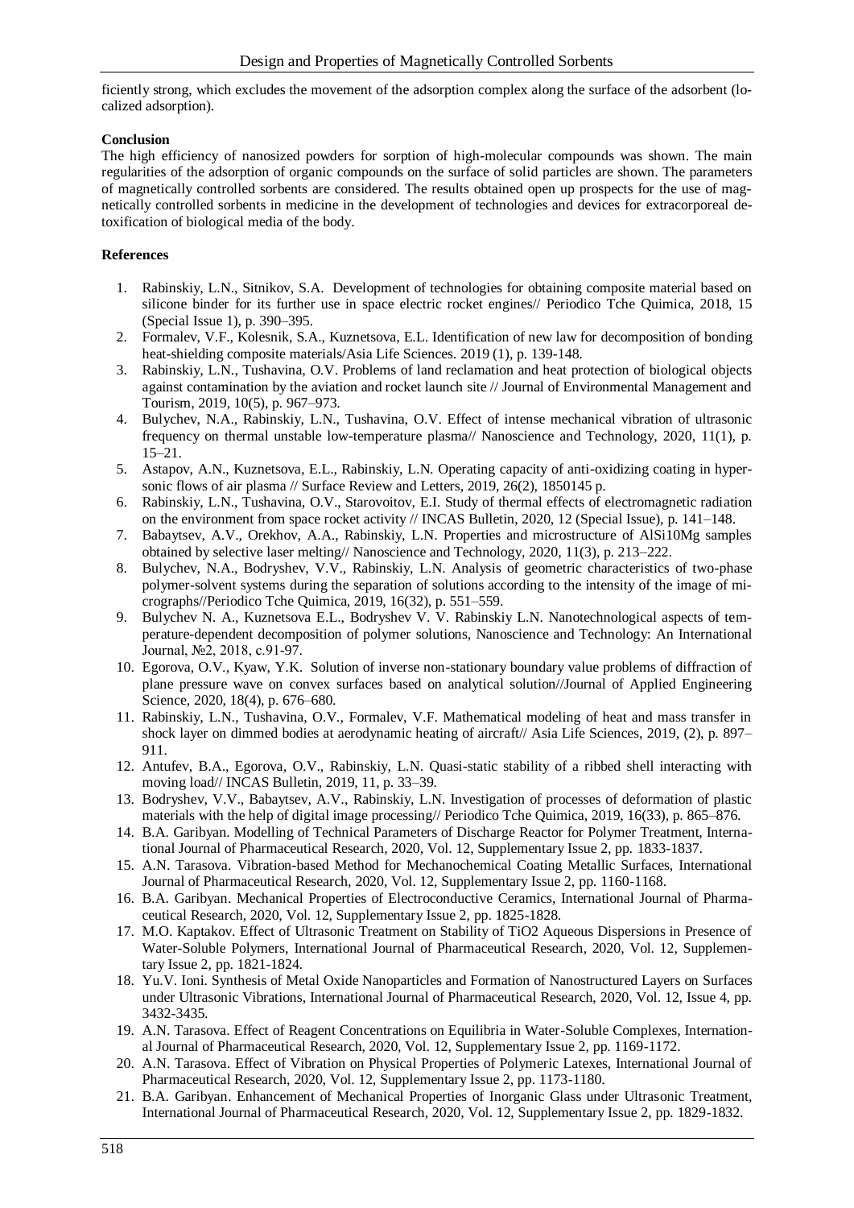ficiently strong, which excludes the movement of the adsorption complex along the surface of the adsorbent (localized adsorption).

**Conclusion**

The high efficiency of nanosized powders for sorption of high-molecular compounds was shown. The main regularities of the adsorption of organic compounds on the surface of solid particles are shown. The parameters of magnetically controlled sorbents are considered. The results obtained open up prospects for the use of magnetically controlled sorbents in medicine in the development of technologies and devices for extracorporeal detoxification of biological media of the body.

**References**

1. Rabinskiy, L.N., Sitnikov, S.A. Development of technologies for obtaining composite material based on silicone binder for its further use in space electric rocket engines// Periodico Tche Quimica, 2018, 15 (Special Issue 1), p. 390–395.
2. Formalev, V.F., Kolesnik, S.A., Kuznetsova, E.L. Identification of new law for decomposition of bonding heat-shielding composite materials/Asia Life Sciences. 2019 (1), p. 139-148.
3. Rabinskiy, L.N., Tushavina, O.V. Problems of land reclamation and heat protection of biological objects against contamination by the aviation and rocket launch site // Journal of Environmental Management and Tourism, 2019, 10(5), p. 967–973.
4. Bulychev, N.A., Rabinskiy, L.N., Tushavina, O.V. Effect of intense mechanical vibration of ultrasonic frequency on thermal unstable low-temperature plasma// Nanoscience and Technology, 2020, 11(1), p. 15–21.
5. Astapov, A.N., Kuznetsova, E.L., Rabinskiy, L.N. Operating capacity of anti-oxidizing coating in hypersonic flows of air plasma // Surface Review and Letters, 2019, 26(2), 1850145 p.
6. Rabinskiy, L.N., Tushavina, O.V., Starovoitov, E.I. Study of thermal effects of electromagnetic radiation on the environment from space rocket activity // INCAS Bulletin, 2020, 12 (Special Issue), p. 141–148.
7. Babaytsev, A.V., Orekhov, A.A., Rabinskiy, L.N. Properties and microstructure of AlSi10Mg samples obtained by selective laser melting// Nanoscience and Technology, 2020, 11(3), p. 213–222.
8. Bulychev, N.A., Bodryshev, V.V., Rabinskiy, L.N. Analysis of geometric characteristics of two-phase polymer-solvent systems during the separation of solutions according to the intensity of the image of micrographs//Periodico Tche Quimica, 2019, 16(32), p. 551–559.
9. Bulychev N. A., Kuznetsova E.L., Bodryshev V. V. Rabinskiy L.N. Nanotechnological aspects of temperature-dependent decomposition of polymer solutions, Nanoscience and Technology: An International Journal, №2, 2018, с.91-97.
10. Egorova, O.V., Kyaw, Y.K. Solution of inverse non-stationary boundary value problems of diffraction of plane pressure wave on convex surfaces based on analytical solution//Journal of Applied Engineering Science, 2020, 18(4), p. 676–680.
11. Rabinskiy, L.N., Tushavina, O.V., Formalev, V.F. Mathematical modeling of heat and mass transfer in shock layer on dimmed bodies at aerodynamic heating of aircraft// Asia Life Sciences, 2019, (2), p. 897–911.
12. Antufev, B.A., Egorova, O.V., Rabinskiy, L.N. Quasi-static stability of a ribbed shell interacting with moving load// INCAS Bulletin, 2019, 11, p. 33–39.
13. Bodryshev, V.V., Babaytsev, A.V., Rabinskiy, L.N. Investigation of processes of deformation of plastic materials with the help of digital image processing// Periodico Tche Quimica, 2019, 16(33), p. 865–876.
14. B.A. Garibyan. Modelling of Technical Parameters of Discharge Reactor for Polymer Treatment, International Journal of Pharmaceutical Research, 2020, Vol. 12, Supplementary Issue 2, pp. 1833-1837.
15. A.N. Tarasova. Vibration-based Method for Mechanochemical Coating Metallic Surfaces, International Journal of Pharmaceutical Research, 2020, Vol. 12, Supplementary Issue 2, pp. 1160-1168.
16. B.A. Garibyan. Mechanical Properties of Electroconductive Ceramics, International Journal of Pharmaceutical Research, 2020, Vol. 12, Supplementary Issue 2, pp. 1825-1828.
17. M.O. Kaptakov. Effect of Ultrasonic Treatment on Stability of $TiO_2$ Aqueous Dispersions in Presence of Water-Soluble Polymers, International Journal of Pharmaceutical Research, 2020, Vol. 12, Supplementary Issue 2, pp. 1821-1824.
18. Yu.V. Ioni. Synthesis of Metal Oxide Nanoparticles and Formation of Nanostructured Layers on Surfaces under Ultrasonic Vibrations, International Journal of Pharmaceutical Research, 2020, Vol. 12, Issue 4, pp. 3432-3435.
19. A.N. Tarasova. Effect of Reagent Concentrations on Equilibria in Water-Soluble Complexes, International Journal of Pharmaceutical Research, 2020, Vol. 12, Supplementary Issue 2, pp. 1169-1172.
20. A.N. Tarasova. Effect of Vibration on Physical Properties of Polymeric Latexes, International Journal of Pharmaceutical Research, 2020, Vol. 12, Supplementary Issue 2, pp. 1173-1180.
21. B.A. Garibyan. Enhancement of Mechanical Properties of Inorganic Glass under Ultrasonic Treatment, International Journal of Pharmaceutical Research, 2020, Vol. 12, Supplementary Issue 2, pp. 1829-1832.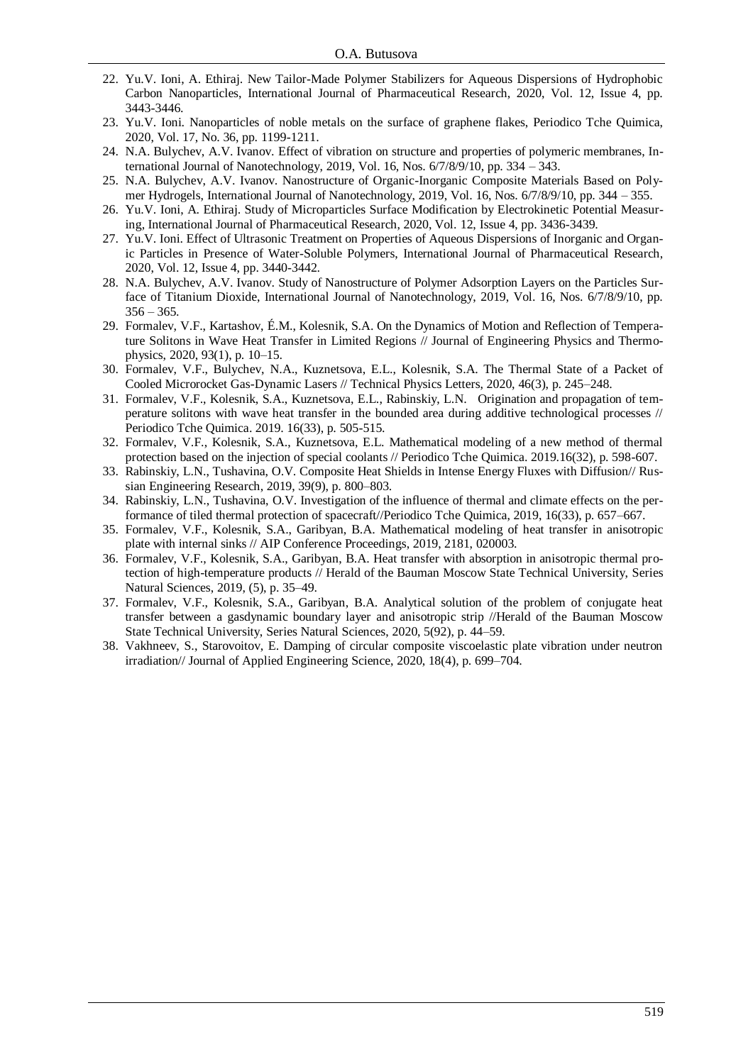22. Yu.V. Ioni, A. Ethiraj. New Tailor-Made Polymer Stabilizers for Aqueous Dispersions of Hydrophobic Carbon Nanoparticles, International Journal of Pharmaceutical Research, 2020, Vol. 12, Issue 4, pp. 3443-3446.
23. Yu.V. Ioni. Nanoparticles of noble metals on the surface of graphene flakes, Periodico Tche Quimica, 2020, Vol. 17, No. 36, pp. 1199-1211.
24. N.A. Bulychev, A.V. Ivanov. Effect of vibration on structure and properties of polymeric membranes, International Journal of Nanotechnology, 2019, Vol. 16, Nos. 6/7/8/9/10, pp. 334 – 343.
25. N.A. Bulychev, A.V. Ivanov. Nanostructure of Organic-Inorganic Composite Materials Based on Polymer Hydrogels, International Journal of Nanotechnology, 2019, Vol. 16, Nos. 6/7/8/9/10, pp. 344 – 355.
26. Yu.V. Ioni, A. Ethiraj. Study of Microparticles Surface Modification by Electrokinetic Potential Measuring, International Journal of Pharmaceutical Research, 2020, Vol. 12, Issue 4, pp. 3436-3439.
27. Yu.V. Ioni. Effect of Ultrasonic Treatment on Properties of Aqueous Dispersions of Inorganic and Organic Particles in Presence of Water-Soluble Polymers, International Journal of Pharmaceutical Research, 2020, Vol. 12, Issue 4, pp. 3440-3442.
28. N.A. Bulychev, A.V. Ivanov. Study of Nanostructure of Polymer Adsorption Layers on the Particles Surface of Titanium Dioxide, International Journal of Nanotechnology, 2019, Vol. 16, Nos. 6/7/8/9/10, pp. 356 – 365.
29. Formalev, V.F., Kartashov, É.M., Kolesnik, S.A. On the Dynamics of Motion and Reflection of Temperature Solitons in Wave Heat Transfer in Limited Regions // Journal of Engineering Physics and Thermophysics, 2020, 93(1), p. 10–15.
30. Formalev, V.F., Bulychev, N.A., Kuznetsova, E.L., Kolesnik, S.A. The Thermal State of a Packet of Cooled Microrocket Gas-Dynamic Lasers // Technical Physics Letters, 2020, 46(3), p. 245–248.
31. Formalev, V.F., Kolesnik, S.A., Kuznetsova, E.L., Rabinskiy, L.N. Origination and propagation of temperature solitons with wave heat transfer in the bounded area during additive technological processes // Periodico Tche Quimica. 2019. 16(33), p. 505-515.
32. Formalev, V.F., Kolesnik, S.A., Kuznetsova, E.L. Mathematical modeling of a new method of thermal protection based on the injection of special coolants // Periodico Tche Quimica. 2019.16(32), p. 598-607.
33. Rabinskiy, L.N., Tushavina, O.V. Composite Heat Shields in Intense Energy Fluxes with Diffusion// Russian Engineering Research, 2019, 39(9), p. 800–803.
34. Rabinskiy, L.N., Tushavina, O.V. Investigation of the influence of thermal and climate effects on the performance of tiled thermal protection of spacecraft//Periodico Tche Quimica, 2019, 16(33), p. 657–667.
35. Formalev, V.F., Kolesnik, S.A., Garibyan, B.A. Mathematical modeling of heat transfer in anisotropic plate with internal sinks // AIP Conference Proceedings, 2019, 2181, 020003.
36. Formalev, V.F., Kolesnik, S.A., Garibyan, B.A. Heat transfer with absorption in anisotropic thermal protection of high-temperature products // Herald of the Bauman Moscow State Technical University, Series Natural Sciences, 2019, (5), p. 35–49.
37. Formalev, V.F., Kolesnik, S.A., Garibyan, B.A. Analytical solution of the problem of conjugate heat transfer between a gasdynamic boundary layer and anisotropic strip //Herald of the Bauman Moscow State Technical University, Series Natural Sciences, 2020, 5(92), p. 44–59.
38. Vakhneev, S., Starovoitov, E. Damping of circular composite viscoelastic plate vibration under neutron irradiation// Journal of Applied Engineering Science, 2020, 18(4), p. 699–704.